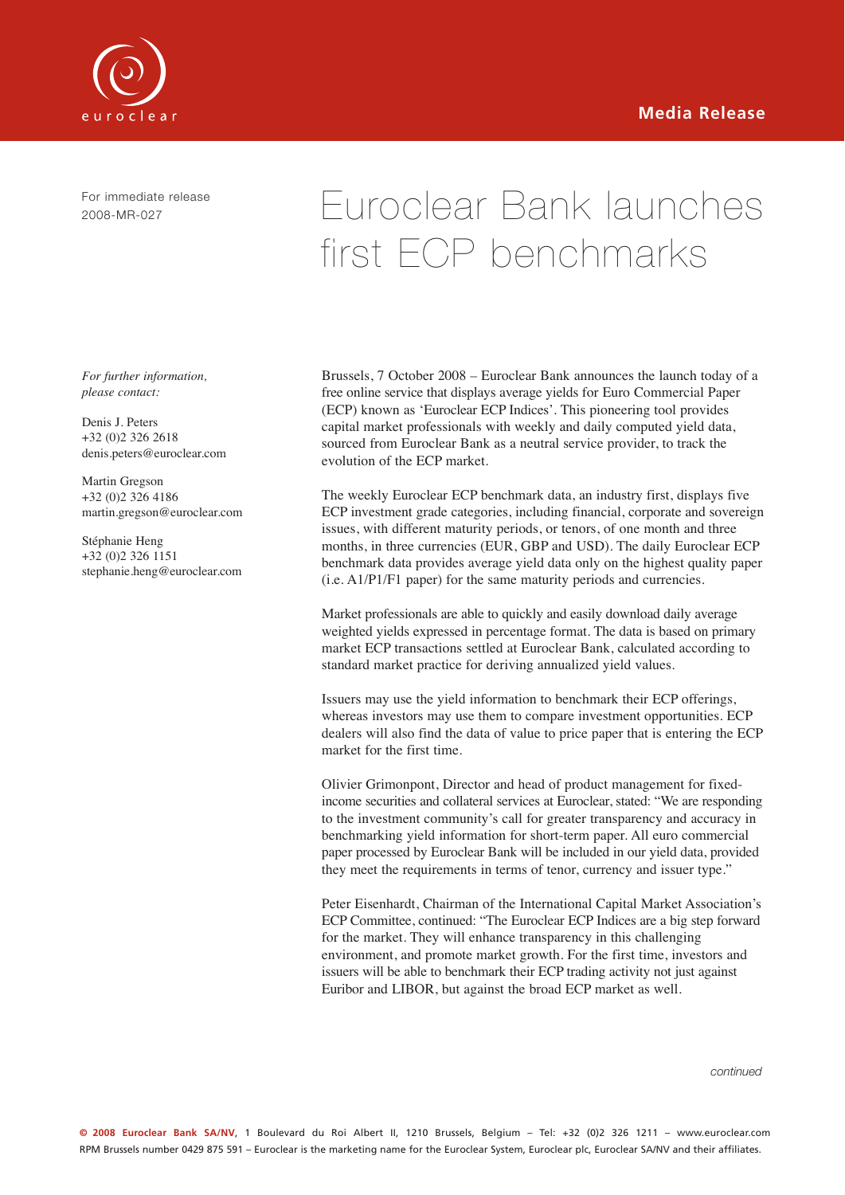Media Release

For immediate release
2008-MR-027

# Euroclear Bank launches first ECP benchmarks

*For further information, please contact:*

Denis J. Peters
+32 (0)2 326 2618
denis.peters@euroclear.com

Martin Gregson
+32 (0)2 326 4186
martin.gregson@euroclear.com

Stéphanie Heng
+32 (0)2 326 1151
stephanie.heng@euroclear.com

Brussels, 7 October 2008 – Euroclear Bank announces the launch today of a free online service that displays average yields for Euro Commercial Paper (ECP) known as 'Euroclear ECP Indices'. This pioneering tool provides capital market professionals with weekly and daily computed yield data, sourced from Euroclear Bank as a neutral service provider, to track the evolution of the ECP market.

The weekly Euroclear ECP benchmark data, an industry first, displays five ECP investment grade categories, including financial, corporate and sovereign issues, with different maturity periods, or tenors, of one month and three months, in three currencies (EUR, GBP and USD). The daily Euroclear ECP benchmark data provides average yield data only on the highest quality paper (i.e. A1/P1/F1 paper) for the same maturity periods and currencies.

Market professionals are able to quickly and easily download daily average weighted yields expressed in percentage format. The data is based on primary market ECP transactions settled at Euroclear Bank, calculated according to standard market practice for deriving annualized yield values.

Issuers may use the yield information to benchmark their ECP offerings, whereas investors may use them to compare investment opportunities. ECP dealers will also find the data of value to price paper that is entering the ECP market for the first time.

Olivier Grimonpont, Director and head of product management for fixed-income securities and collateral services at Euroclear, stated: "We are responding to the investment community's call for greater transparency and accuracy in benchmarking yield information for short-term paper. All euro commercial paper processed by Euroclear Bank will be included in our yield data, provided they meet the requirements in terms of tenor, currency and issuer type."

Peter Eisenhardt, Chairman of the International Capital Market Association's ECP Committee, continued: "The Euroclear ECP Indices are a big step forward for the market. They will enhance transparency in this challenging environment, and promote market growth. For the first time, investors and issuers will be able to benchmark their ECP trading activity not just against Euribor and LIBOR, but against the broad ECP market as well.

*continued*

© 2008 Euroclear Bank SA/NV, 1 Boulevard du Roi Albert II, 1210 Brussels, Belgium – Tel: +32 (0)2 326 1211 – www.euroclear.com
RPM Brussels number 0429 875 591 – Euroclear is the marketing name for the Euroclear System, Euroclear plc, Euroclear SA/NV and their affiliates.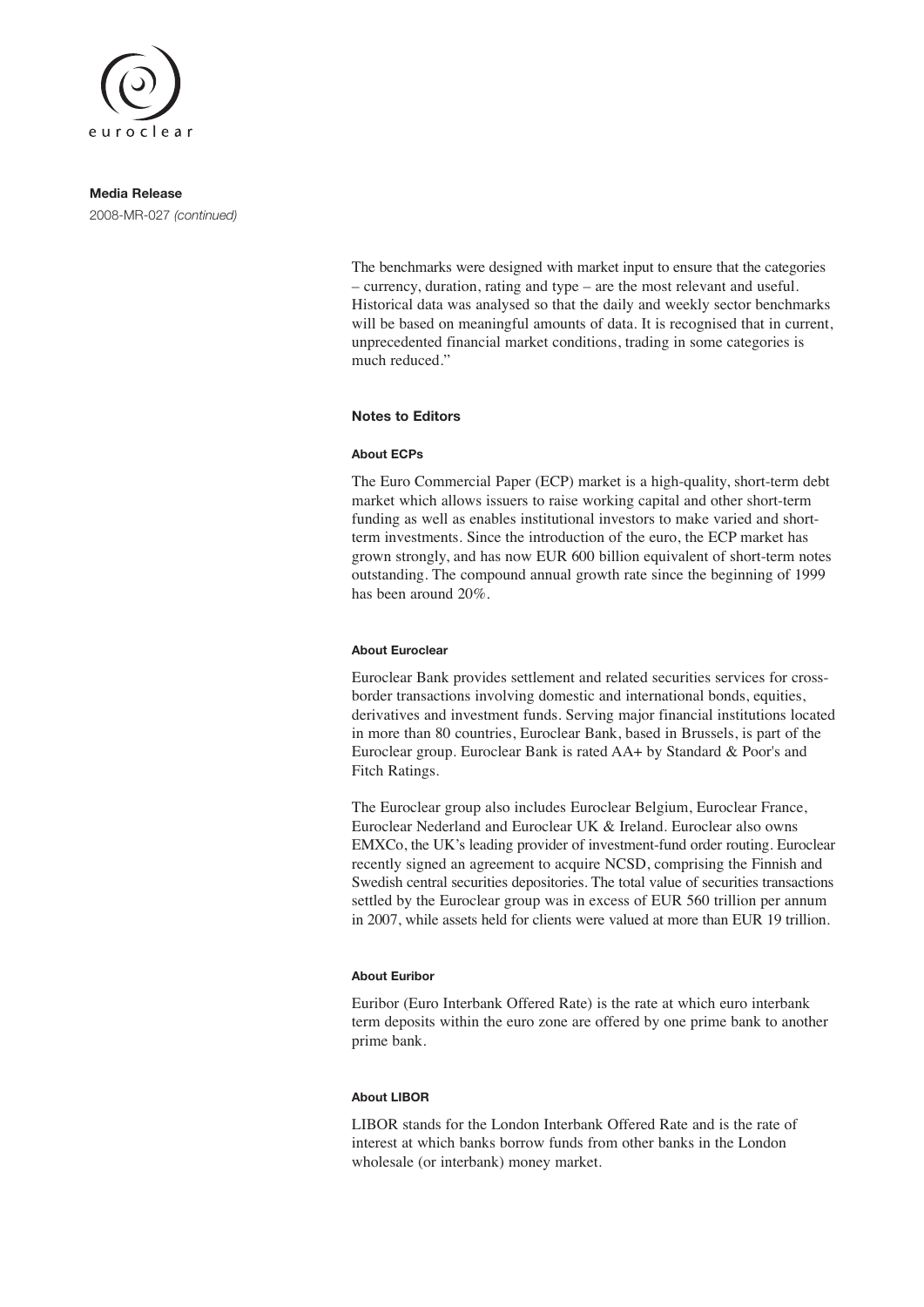The benchmarks were designed with market input to ensure that the categories – currency, duration, rating and type – are the most relevant and useful. Historical data was analysed so that the daily and weekly sector benchmarks will be based on meaningful amounts of data. It is recognised that in current, unprecedented financial market conditions, trading in some categories is much reduced."

## Notes to Editors

### About ECPs

The Euro Commercial Paper (ECP) market is a high-quality, short-term debt market which allows issuers to raise working capital and other short-term funding as well as enables institutional investors to make varied and short-term investments. Since the introduction of the euro, the ECP market has grown strongly, and has now EUR 600 billion equivalent of short-term notes outstanding. The compound annual growth rate since the beginning of 1999 has been around 20%.

### About Euroclear

Euroclear Bank provides settlement and related securities services for cross-border transactions involving domestic and international bonds, equities, derivatives and investment funds. Serving major financial institutions located in more than 80 countries, Euroclear Bank, based in Brussels, is part of the Euroclear group. Euroclear Bank is rated AA+ by Standard & Poor's and Fitch Ratings.

The Euroclear group also includes Euroclear Belgium, Euroclear France, Euroclear Nederland and Euroclear UK & Ireland. Euroclear also owns EMXCo, the UK's leading provider of investment-fund order routing. Euroclear recently signed an agreement to acquire NCSD, comprising the Finnish and Swedish central securities depositories. The total value of securities transactions settled by the Euroclear group was in excess of EUR 560 trillion per annum in 2007, while assets held for clients were valued at more than EUR 19 trillion.

### About Euribor

Euribor (Euro Interbank Offered Rate) is the rate at which euro interbank term deposits within the euro zone are offered by one prime bank to another prime bank.

### About LIBOR

LIBOR stands for the London Interbank Offered Rate and is the rate of interest at which banks borrow funds from other banks in the London wholesale (or interbank) money market.